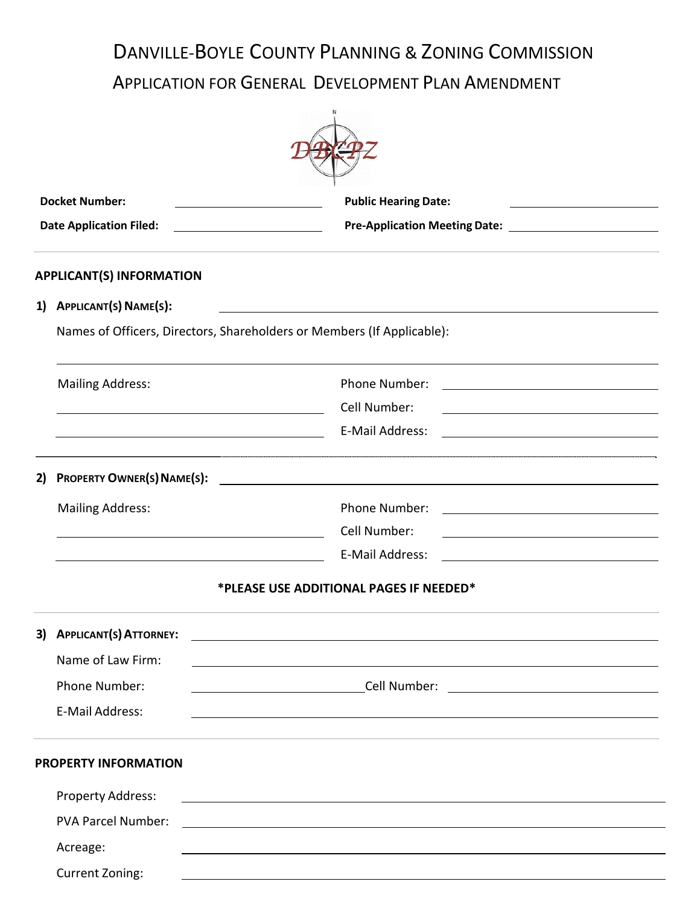# Danville-Boyle County Planning & Zoning Commission

## Application for General Development Plan Amendment

**Docket Number:** ______________________ **Public Hearing Date:** ______________________

**Date Application Filed:** ______________________ **Pre-Application Meeting Date:** ______________________

---

### APPLICANT(S) INFORMATION

**1) Applicant(s) Name(s):** ______________________

Names of Officers, Directors, Shareholders or Members (If Applicable):

______________________

Mailing Address: ______________________

______________________

______________________

Phone Number: ______________________

Cell Number: ______________________

E-Mail Address: ______________________

---

**2) Property Owner(s) Name(s):** ______________________

Mailing Address: ______________________

______________________

______________________

Phone Number: ______________________

Cell Number: ______________________

E-Mail Address: ______________________

**\*PLEASE USE ADDITIONAL PAGES IF NEEDED\***

---

**3) Applicant(s) Attorney:** ______________________

Name of Law Firm: ______________________

Phone Number: ______________________ Cell Number: ______________________

E-Mail Address: ______________________

---

### PROPERTY INFORMATION

Property Address: ______________________

PVA Parcel Number: ______________________

Acreage: ______________________

Current Zoning: ______________________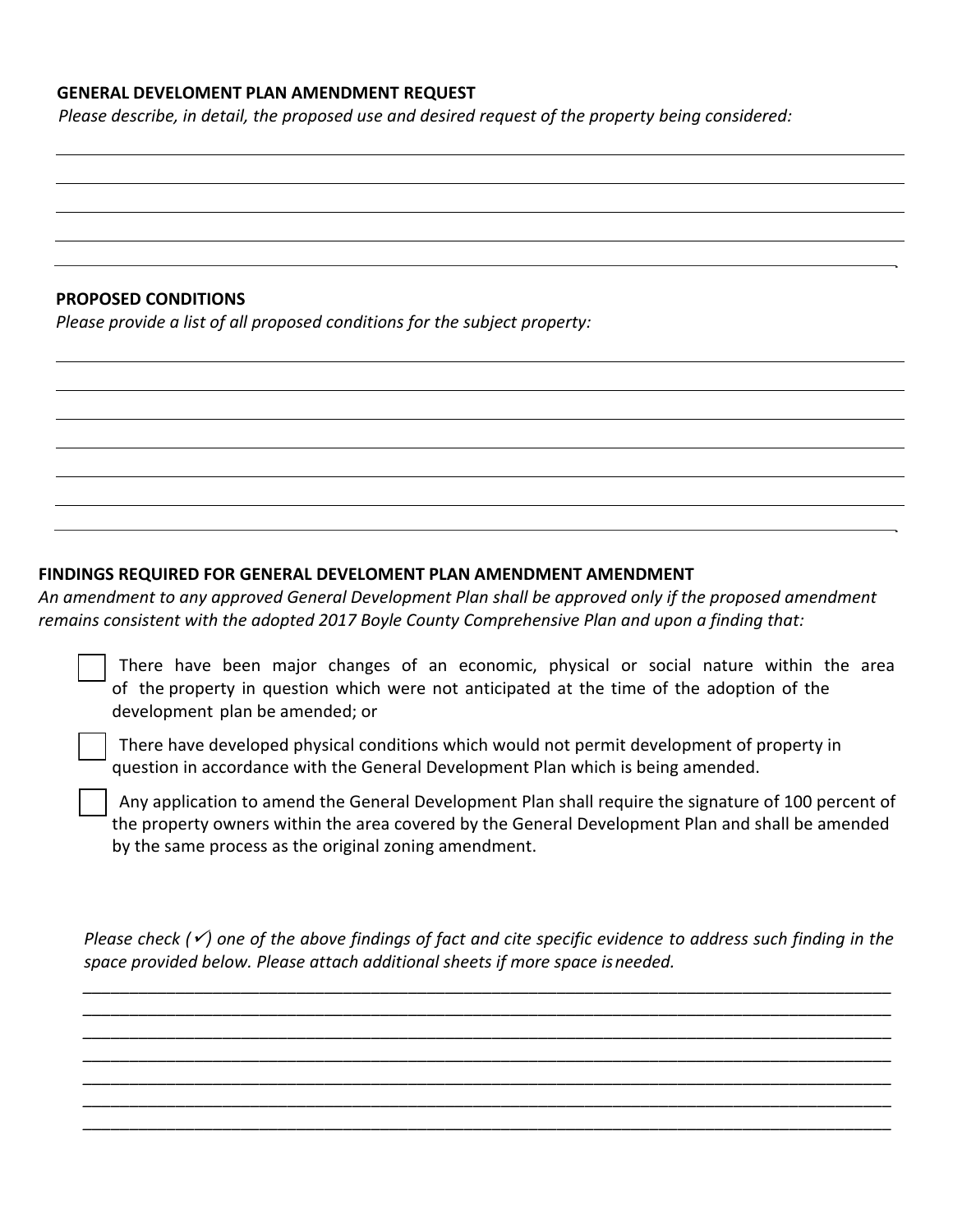**GENERAL DEVELOMENT PLAN AMENDMENT REQUEST**

*Please describe, in detail, the proposed use and desired request of the property being considered:*

\_\_\_\_\_\_\_\_\_\_\_\_\_\_\_\_\_\_\_\_\_\_\_\_\_\_\_\_\_\_\_\_\_\_\_\_\_\_\_\_\_\_\_\_\_\_\_\_\_\_\_\_\_\_\_\_\_\_\_\_\_\_\_\_\_\_\_\_\_\_\_\_\_\_\_\_\_\_\_\_

\_\_\_\_\_\_\_\_\_\_\_\_\_\_\_\_\_\_\_\_\_\_\_\_\_\_\_\_\_\_\_\_\_\_\_\_\_\_\_\_\_\_\_\_\_\_\_\_\_\_\_\_\_\_\_\_\_\_\_\_\_\_\_\_\_\_\_\_\_\_\_\_\_\_\_\_\_\_\_\_

\_\_\_\_\_\_\_\_\_\_\_\_\_\_\_\_\_\_\_\_\_\_\_\_\_\_\_\_\_\_\_\_\_\_\_\_\_\_\_\_\_\_\_\_\_\_\_\_\_\_\_\_\_\_\_\_\_\_\_\_\_\_\_\_\_\_\_\_\_\_\_\_\_\_\_\_\_\_\_\_

\_\_\_\_\_\_\_\_\_\_\_\_\_\_\_\_\_\_\_\_\_\_\_\_\_\_\_\_\_\_\_\_\_\_\_\_\_\_\_\_\_\_\_\_\_\_\_\_\_\_\_\_\_\_\_\_\_\_\_\_\_\_\_\_\_\_\_\_\_\_\_\_\_\_\_\_\_\_\_\_

\_\_\_\_\_\_\_\_\_\_\_\_\_\_\_\_\_\_\_\_\_\_\_\_\_\_\_\_\_\_\_\_\_\_\_\_\_\_\_\_\_\_\_\_\_\_\_\_\_\_\_\_\_\_\_\_\_\_\_\_\_\_\_\_\_\_\_\_\_\_\_\_\_\_\_\_\_\_\_.

**PROPOSED CONDITIONS**

*Please provide a list of all proposed conditions for the subject property:*

\_\_\_\_\_\_\_\_\_\_\_\_\_\_\_\_\_\_\_\_\_\_\_\_\_\_\_\_\_\_\_\_\_\_\_\_\_\_\_\_\_\_\_\_\_\_\_\_\_\_\_\_\_\_\_\_\_\_\_\_\_\_\_\_\_\_\_\_\_\_\_\_\_\_\_\_\_\_\_\_

\_\_\_\_\_\_\_\_\_\_\_\_\_\_\_\_\_\_\_\_\_\_\_\_\_\_\_\_\_\_\_\_\_\_\_\_\_\_\_\_\_\_\_\_\_\_\_\_\_\_\_\_\_\_\_\_\_\_\_\_\_\_\_\_\_\_\_\_\_\_\_\_\_\_\_\_\_\_\_\_

\_\_\_\_\_\_\_\_\_\_\_\_\_\_\_\_\_\_\_\_\_\_\_\_\_\_\_\_\_\_\_\_\_\_\_\_\_\_\_\_\_\_\_\_\_\_\_\_\_\_\_\_\_\_\_\_\_\_\_\_\_\_\_\_\_\_\_\_\_\_\_\_\_\_\_\_\_\_\_\_

\_\_\_\_\_\_\_\_\_\_\_\_\_\_\_\_\_\_\_\_\_\_\_\_\_\_\_\_\_\_\_\_\_\_\_\_\_\_\_\_\_\_\_\_\_\_\_\_\_\_\_\_\_\_\_\_\_\_\_\_\_\_\_\_\_\_\_\_\_\_\_\_\_\_\_\_\_\_\_\_

\_\_\_\_\_\_\_\_\_\_\_\_\_\_\_\_\_\_\_\_\_\_\_\_\_\_\_\_\_\_\_\_\_\_\_\_\_\_\_\_\_\_\_\_\_\_\_\_\_\_\_\_\_\_\_\_\_\_\_\_\_\_\_\_\_\_\_\_\_\_\_\_\_\_\_\_\_\_\_\_

\_\_\_\_\_\_\_\_\_\_\_\_\_\_\_\_\_\_\_\_\_\_\_\_\_\_\_\_\_\_\_\_\_\_\_\_\_\_\_\_\_\_\_\_\_\_\_\_\_\_\_\_\_\_\_\_\_\_\_\_\_\_\_\_\_\_\_\_\_\_\_\_\_\_\_\_\_\_\_\_

\_\_\_\_\_\_\_\_\_\_\_\_\_\_\_\_\_\_\_\_\_\_\_\_\_\_\_\_\_\_\_\_\_\_\_\_\_\_\_\_\_\_\_\_\_\_\_\_\_\_\_\_\_\_\_\_\_\_\_\_\_\_\_\_\_\_\_\_\_\_\_\_\_\_\_\_\_\_\_.

**FINDINGS REQUIRED FOR GENERAL DEVELOMENT PLAN AMENDMENT AMENDMENT**

*An amendment to any approved General Development Plan shall be approved only if the proposed amendment remains consistent with the adopted 2017 Boyle County Comprehensive Plan and upon a finding that:*

- ☐ There have been major changes of an economic, physical or social nature within the area of the property in question which were not anticipated at the time of the adoption of the development plan be amended; or
- ☐ There have developed physical conditions which would not permit development of property in question in accordance with the General Development Plan which is being amended.
- ☐ Any application to amend the General Development Plan shall require the signature of 100 percent of the property owners within the area covered by the General Development Plan and shall be amended by the same process as the original zoning amendment.

*Please check (✓) one of the above findings of fact and cite specific evidence to address such finding in the space provided below. Please attach additional sheets if more space is needed.*

\_\_\_\_\_\_\_\_\_\_\_\_\_\_\_\_\_\_\_\_\_\_\_\_\_\_\_\_\_\_\_\_\_\_\_\_\_\_\_\_\_\_\_\_\_\_\_\_\_\_\_\_\_\_\_\_\_\_\_\_\_\_\_\_\_\_\_\_\_\_\_\_\_\_\_\_\_\_\_\_

\_\_\_\_\_\_\_\_\_\_\_\_\_\_\_\_\_\_\_\_\_\_\_\_\_\_\_\_\_\_\_\_\_\_\_\_\_\_\_\_\_\_\_\_\_\_\_\_\_\_\_\_\_\_\_\_\_\_\_\_\_\_\_\_\_\_\_\_\_\_\_\_\_\_\_\_\_\_\_\_

\_\_\_\_\_\_\_\_\_\_\_\_\_\_\_\_\_\_\_\_\_\_\_\_\_\_\_\_\_\_\_\_\_\_\_\_\_\_\_\_\_\_\_\_\_\_\_\_\_\_\_\_\_\_\_\_\_\_\_\_\_\_\_\_\_\_\_\_\_\_\_\_\_\_\_\_\_\_\_\_

\_\_\_\_\_\_\_\_\_\_\_\_\_\_\_\_\_\_\_\_\_\_\_\_\_\_\_\_\_\_\_\_\_\_\_\_\_\_\_\_\_\_\_\_\_\_\_\_\_\_\_\_\_\_\_\_\_\_\_\_\_\_\_\_\_\_\_\_\_\_\_\_\_\_\_\_\_\_\_\_

\_\_\_\_\_\_\_\_\_\_\_\_\_\_\_\_\_\_\_\_\_\_\_\_\_\_\_\_\_\_\_\_\_\_\_\_\_\_\_\_\_\_\_\_\_\_\_\_\_\_\_\_\_\_\_\_\_\_\_\_\_\_\_\_\_\_\_\_\_\_\_\_\_\_\_\_\_\_\_\_

\_\_\_\_\_\_\_\_\_\_\_\_\_\_\_\_\_\_\_\_\_\_\_\_\_\_\_\_\_\_\_\_\_\_\_\_\_\_\_\_\_\_\_\_\_\_\_\_\_\_\_\_\_\_\_\_\_\_\_\_\_\_\_\_\_\_\_\_\_\_\_\_\_\_\_\_\_\_\_\_

\_\_\_\_\_\_\_\_\_\_\_\_\_\_\_\_\_\_\_\_\_\_\_\_\_\_\_\_\_\_\_\_\_\_\_\_\_\_\_\_\_\_\_\_\_\_\_\_\_\_\_\_\_\_\_\_\_\_\_\_\_\_\_\_\_\_\_\_\_\_\_\_\_\_\_\_\_\_\_\_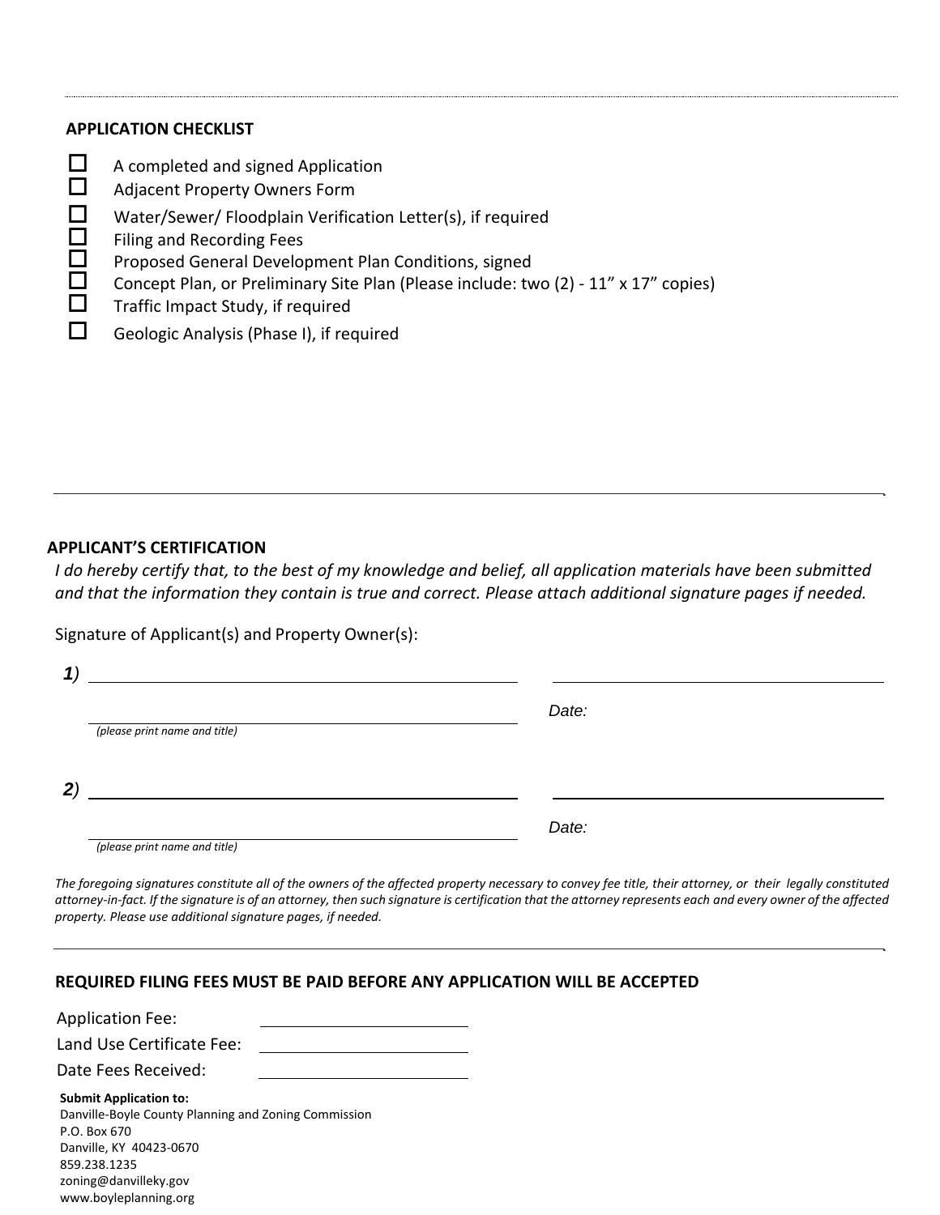## APPLICATION CHECKLIST

- ☐ A completed and signed Application
- ☐ Adjacent Property Owners Form
- ☐ Water/Sewer/ Floodplain Verification Letter(s), if required
- ☐ Filing and Recording Fees
- ☐ Proposed General Development Plan Conditions, signed
- ☐ Concept Plan, or Preliminary Site Plan (Please include: two (2) - 11" x 17" copies)
- ☐ Traffic Impact Study, if required
- ☐ Geologic Analysis (Phase I), if required

---

## APPLICANT'S CERTIFICATION

*I do hereby certify that, to the best of my knowledge and belief, all application materials have been submitted and that the information they contain is true and correct. Please attach additional signature pages if needed.*

Signature of Applicant(s) and Property Owner(s):

***1***) ______________________________ ______________________________

______________________________ *Date:*

*(please print name and title)*

***2***) ______________________________ ______________________________

______________________________ *Date:*

*(please print name and title)*

*The foregoing signatures constitute all of the owners of the affected property necessary to convey fee title, their attorney, or their legally constituted attorney-in-fact. If the signature is of an attorney, then such signature is certification that the attorney represents each and every owner of the affected property. Please use additional signature pages, if needed.*

---

## REQUIRED FILING FEES MUST BE PAID BEFORE ANY APPLICATION WILL BE ACCEPTED

Application Fee: ______________________

Land Use Certificate Fee: ______________________

Date Fees Received: ______________________

**Submit Application to:**
Danville-Boyle County Planning and Zoning Commission
P.O. Box 670
Danville, KY 40423-0670
859.238.1235
zoning@danvilleky.gov
www.boyleplanning.org